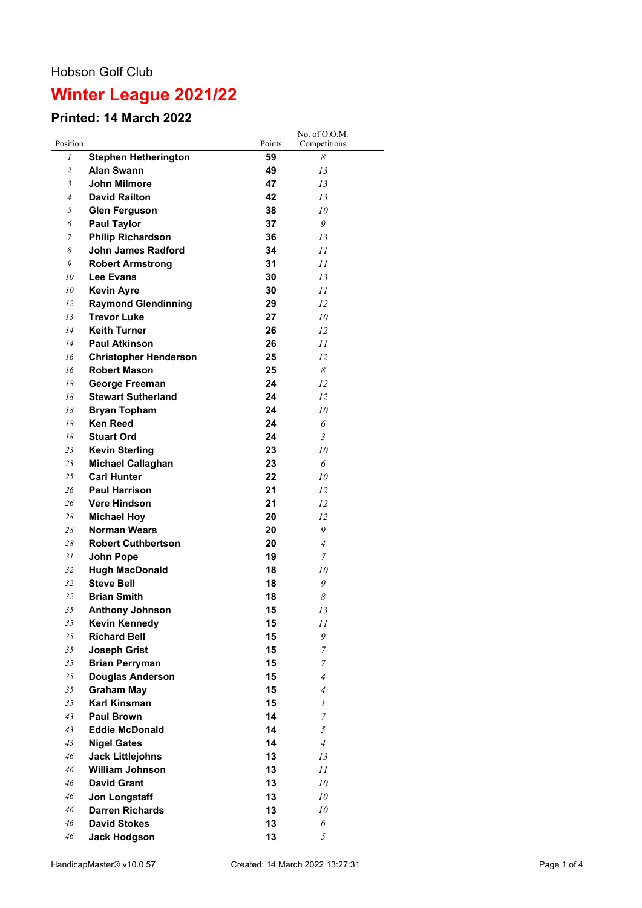Hobson Golf Club

# Winter League 2021/22

## Printed: 14 March 2022

| Position | | Points | No. of O.O.M. Competitions |
|---|---|---|---|
| *1* | **Stephen Hetherington** | **59** | *8* |
| *2* | **Alan Swann** | **49** | *13* |
| *3* | **John Milmore** | **47** | *13* |
| *4* | **David Railton** | **42** | *13* |
| *5* | **Glen Ferguson** | **38** | *10* |
| *6* | **Paul Taylor** | **37** | *9* |
| *7* | **Philip Richardson** | **36** | *13* |
| *8* | **John James Radford** | **34** | *11* |
| *9* | **Robert Armstrong** | **31** | *11* |
| *10* | **Lee Evans** | **30** | *13* |
| *10* | **Kevin Ayre** | **30** | *11* |
| *12* | **Raymond Glendinning** | **29** | *12* |
| *13* | **Trevor Luke** | **27** | *10* |
| *14* | **Keith Turner** | **26** | *12* |
| *14* | **Paul Atkinson** | **26** | *11* |
| *16* | **Christopher Henderson** | **25** | *12* |
| *16* | **Robert Mason** | **25** | *8* |
| *18* | **George Freeman** | **24** | *12* |
| *18* | **Stewart Sutherland** | **24** | *12* |
| *18* | **Bryan Topham** | **24** | *10* |
| *18* | **Ken Reed** | **24** | *6* |
| *18* | **Stuart Ord** | **24** | *3* |
| *23* | **Kevin Sterling** | **23** | *10* |
| *23* | **Michael Callaghan** | **23** | *6* |
| *25* | **Carl Hunter** | **22** | *10* |
| *26* | **Paul Harrison** | **21** | *12* |
| *26* | **Vere Hindson** | **21** | *12* |
| *28* | **Michael Hoy** | **20** | *12* |
| *28* | **Norman Wears** | **20** | *9* |
| *28* | **Robert Cuthbertson** | **20** | *4* |
| *31* | **John Pope** | **19** | *7* |
| *32* | **Hugh MacDonald** | **18** | *10* |
| *32* | **Steve Bell** | **18** | *9* |
| *32* | **Brian Smith** | **18** | *8* |
| *35* | **Anthony Johnson** | **15** | *13* |
| *35* | **Kevin Kennedy** | **15** | *11* |
| *35* | **Richard Bell** | **15** | *9* |
| *35* | **Joseph Grist** | **15** | *7* |
| *35* | **Brian Perryman** | **15** | *7* |
| *35* | **Douglas Anderson** | **15** | *4* |
| *35* | **Graham May** | **15** | *4* |
| *35* | **Karl Kinsman** | **15** | *1* |
| *43* | **Paul Brown** | **14** | *7* |
| *43* | **Eddie McDonald** | **14** | *5* |
| *43* | **Nigel Gates** | **14** | *4* |
| *46* | **Jack Littlejohns** | **13** | *13* |
| *46* | **William Johnson** | **13** | *11* |
| *46* | **David Grant** | **13** | *10* |
| *46* | **Jon Longstaff** | **13** | *10* |
| *46* | **Darren Richards** | **13** | *10* |
| *46* | **David Stokes** | **13** | *6* |
| *46* | **Jack Hodgson** | **13** | *5* |

HandicapMaster® v10.0.57 Created: 14 March 2022 13:27:31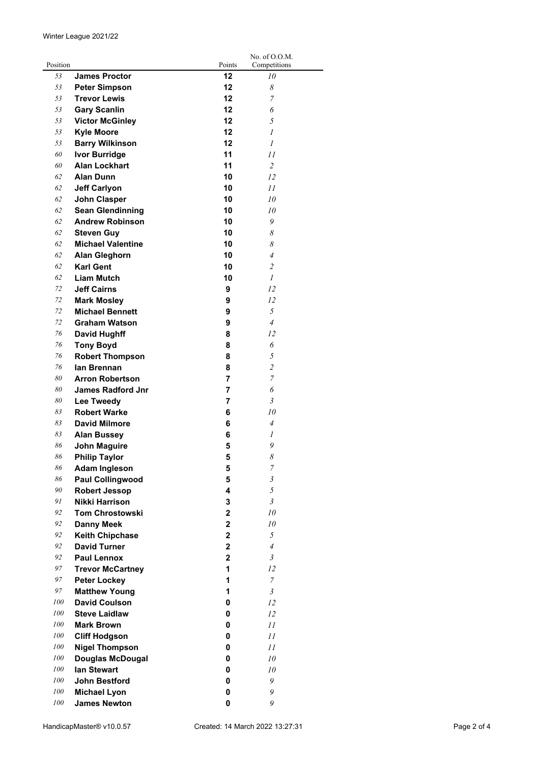Winter League 2021/22

| Position | | Points | No. of O.O.M. Competitions |
|---|---|---|---|
| 53 | **James Proctor** | **12** | *10* |
| 53 | **Peter Simpson** | **12** | *8* |
| 53 | **Trevor Lewis** | **12** | *7* |
| 53 | **Gary Scanlin** | **12** | *6* |
| 53 | **Victor McGinley** | **12** | *5* |
| 53 | **Kyle Moore** | **12** | *1* |
| 53 | **Barry Wilkinson** | **12** | *1* |
| 60 | **Ivor Burridge** | **11** | *11* |
| 60 | **Alan Lockhart** | **11** | *2* |
| 62 | **Alan Dunn** | **10** | *12* |
| 62 | **Jeff Carlyon** | **10** | *11* |
| 62 | **John Clasper** | **10** | *10* |
| 62 | **Sean Glendinning** | **10** | *10* |
| 62 | **Andrew Robinson** | **10** | *9* |
| 62 | **Steven Guy** | **10** | *8* |
| 62 | **Michael Valentine** | **10** | *8* |
| 62 | **Alan Gleghorn** | **10** | *4* |
| 62 | **Karl Gent** | **10** | *2* |
| 62 | **Liam Mutch** | **10** | *1* |
| 72 | **Jeff Cairns** | **9** | *12* |
| 72 | **Mark Mosley** | **9** | *12* |
| 72 | **Michael Bennett** | **9** | *5* |
| 72 | **Graham Watson** | **9** | *4* |
| 76 | **David Hughff** | **8** | *12* |
| 76 | **Tony Boyd** | **8** | *6* |
| 76 | **Robert Thompson** | **8** | *5* |
| 76 | **Ian Brennan** | **8** | *2* |
| 80 | **Arron Robertson** | **7** | *7* |
| 80 | **James Radford Jnr** | **7** | *6* |
| 80 | **Lee Tweedy** | **7** | *3* |
| 83 | **Robert Warke** | **6** | *10* |
| 83 | **David Milmore** | **6** | *4* |
| 83 | **Alan Bussey** | **6** | *1* |
| 86 | **John Maguire** | **5** | *9* |
| 86 | **Philip Taylor** | **5** | *8* |
| 86 | **Adam Ingleson** | **5** | *7* |
| 86 | **Paul Collingwood** | **5** | *3* |
| 90 | **Robert Jessop** | **4** | *5* |
| 91 | **Nikki Harrison** | **3** | *3* |
| 92 | **Tom Chrostowski** | **2** | *10* |
| 92 | **Danny Meek** | **2** | *10* |
| 92 | **Keith Chipchase** | **2** | *5* |
| 92 | **David Turner** | **2** | *4* |
| 92 | **Paul Lennox** | **2** | *3* |
| 97 | **Trevor McCartney** | **1** | *12* |
| 97 | **Peter Lockey** | **1** | *7* |
| 97 | **Matthew Young** | **1** | *3* |
| 100 | **David Coulson** | **0** | *12* |
| 100 | **Steve Laidlaw** | **0** | *12* |
| 100 | **Mark Brown** | **0** | *11* |
| 100 | **Cliff Hodgson** | **0** | *11* |
| 100 | **Nigel Thompson** | **0** | *11* |
| 100 | **Douglas McDougal** | **0** | *10* |
| 100 | **Ian Stewart** | **0** | *10* |
| 100 | **John Bestford** | **0** | *9* |
| 100 | **Michael Lyon** | **0** | *9* |
| 100 | **James Newton** | **0** | *9* |

HandicapMaster® v10.0.57 Created: 14 March 2022 13:27:31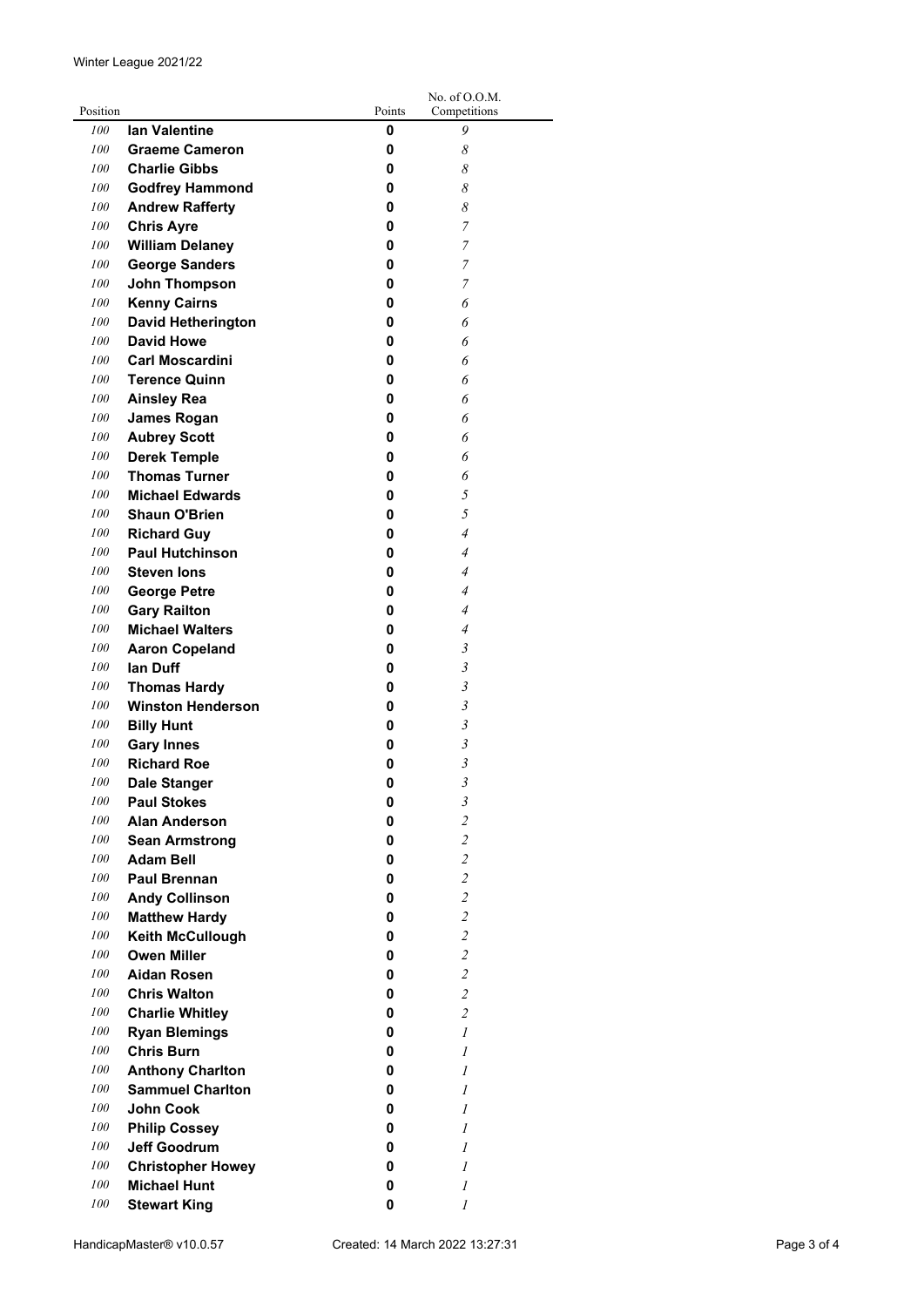| Position | | Points | No. of O.O.M. Competitions |
|---|---|---|---|
| 100 | **Ian Valentine** | **0** | 9 |
| 100 | **Graeme Cameron** | **0** | 8 |
| 100 | **Charlie Gibbs** | **0** | 8 |
| 100 | **Godfrey Hammond** | **0** | 8 |
| 100 | **Andrew Rafferty** | **0** | 8 |
| 100 | **Chris Ayre** | **0** | 7 |
| 100 | **William Delaney** | **0** | 7 |
| 100 | **George Sanders** | **0** | 7 |
| 100 | **John Thompson** | **0** | 7 |
| 100 | **Kenny Cairns** | **0** | 6 |
| 100 | **David Hetherington** | **0** | 6 |
| 100 | **David Howe** | **0** | 6 |
| 100 | **Carl Moscardini** | **0** | 6 |
| 100 | **Terence Quinn** | **0** | 6 |
| 100 | **Ainsley Rea** | **0** | 6 |
| 100 | **James Rogan** | **0** | 6 |
| 100 | **Aubrey Scott** | **0** | 6 |
| 100 | **Derek Temple** | **0** | 6 |
| 100 | **Thomas Turner** | **0** | 6 |
| 100 | **Michael Edwards** | **0** | 5 |
| 100 | **Shaun O'Brien** | **0** | 5 |
| 100 | **Richard Guy** | **0** | 4 |
| 100 | **Paul Hutchinson** | **0** | 4 |
| 100 | **Steven Ions** | **0** | 4 |
| 100 | **George Petre** | **0** | 4 |
| 100 | **Gary Railton** | **0** | 4 |
| 100 | **Michael Walters** | **0** | 4 |
| 100 | **Aaron Copeland** | **0** | 3 |
| 100 | **Ian Duff** | **0** | 3 |
| 100 | **Thomas Hardy** | **0** | 3 |
| 100 | **Winston Henderson** | **0** | 3 |
| 100 | **Billy Hunt** | **0** | 3 |
| 100 | **Gary Innes** | **0** | 3 |
| 100 | **Richard Roe** | **0** | 3 |
| 100 | **Dale Stanger** | **0** | 3 |
| 100 | **Paul Stokes** | **0** | 3 |
| 100 | **Alan Anderson** | **0** | 2 |
| 100 | **Sean Armstrong** | **0** | 2 |
| 100 | **Adam Bell** | **0** | 2 |
| 100 | **Paul Brennan** | **0** | 2 |
| 100 | **Andy Collinson** | **0** | 2 |
| 100 | **Matthew Hardy** | **0** | 2 |
| 100 | **Keith McCullough** | **0** | 2 |
| 100 | **Owen Miller** | **0** | 2 |
| 100 | **Aidan Rosen** | **0** | 2 |
| 100 | **Chris Walton** | **0** | 2 |
| 100 | **Charlie Whitley** | **0** | 2 |
| 100 | **Ryan Blemings** | **0** | 1 |
| 100 | **Chris Burn** | **0** | 1 |
| 100 | **Anthony Charlton** | **0** | 1 |
| 100 | **Sammuel Charlton** | **0** | 1 |
| 100 | **John Cook** | **0** | 1 |
| 100 | **Philip Cossey** | **0** | 1 |
| 100 | **Jeff Goodrum** | **0** | 1 |
| 100 | **Christopher Howey** | **0** | 1 |
| 100 | **Michael Hunt** | **0** | 1 |
| 100 | **Stewart King** | **0** | 1 |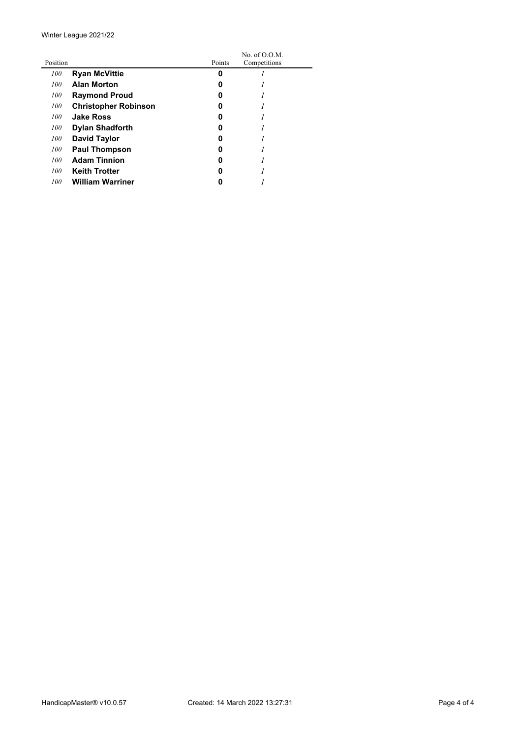| Position | | Points | No. of O.O.M. Competitions |
|---|---|---|---|
| *100* | **Ryan McVittie** | **0** | *1* |
| *100* | **Alan Morton** | **0** | *1* |
| *100* | **Raymond Proud** | **0** | *1* |
| *100* | **Christopher Robinson** | **0** | *1* |
| *100* | **Jake Ross** | **0** | *1* |
| *100* | **Dylan Shadforth** | **0** | *1* |
| *100* | **David Taylor** | **0** | *1* |
| *100* | **Paul Thompson** | **0** | *1* |
| *100* | **Adam Tinnion** | **0** | *1* |
| *100* | **Keith Trotter** | **0** | *1* |
| *100* | **William Warriner** | **0** | *1* |